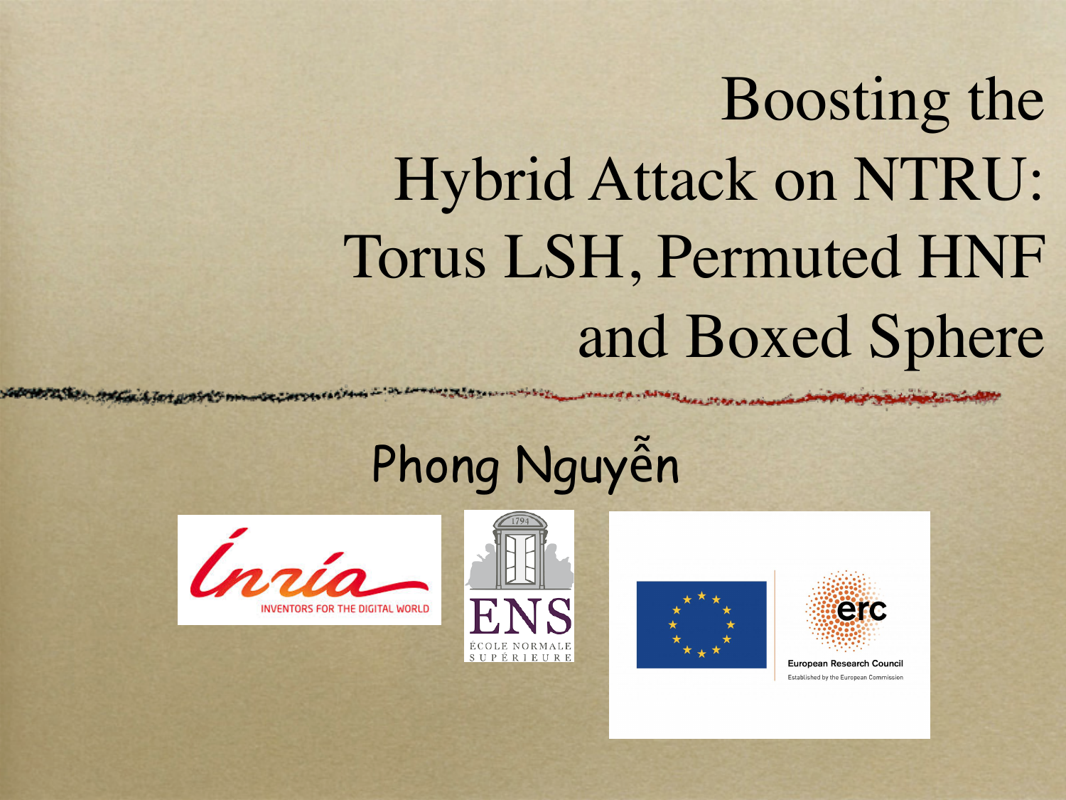# Boosting the Hybrid Attack on NTRU: Torus LSH, Permuted HNF and Boxed Sphere

Phong Nguyễn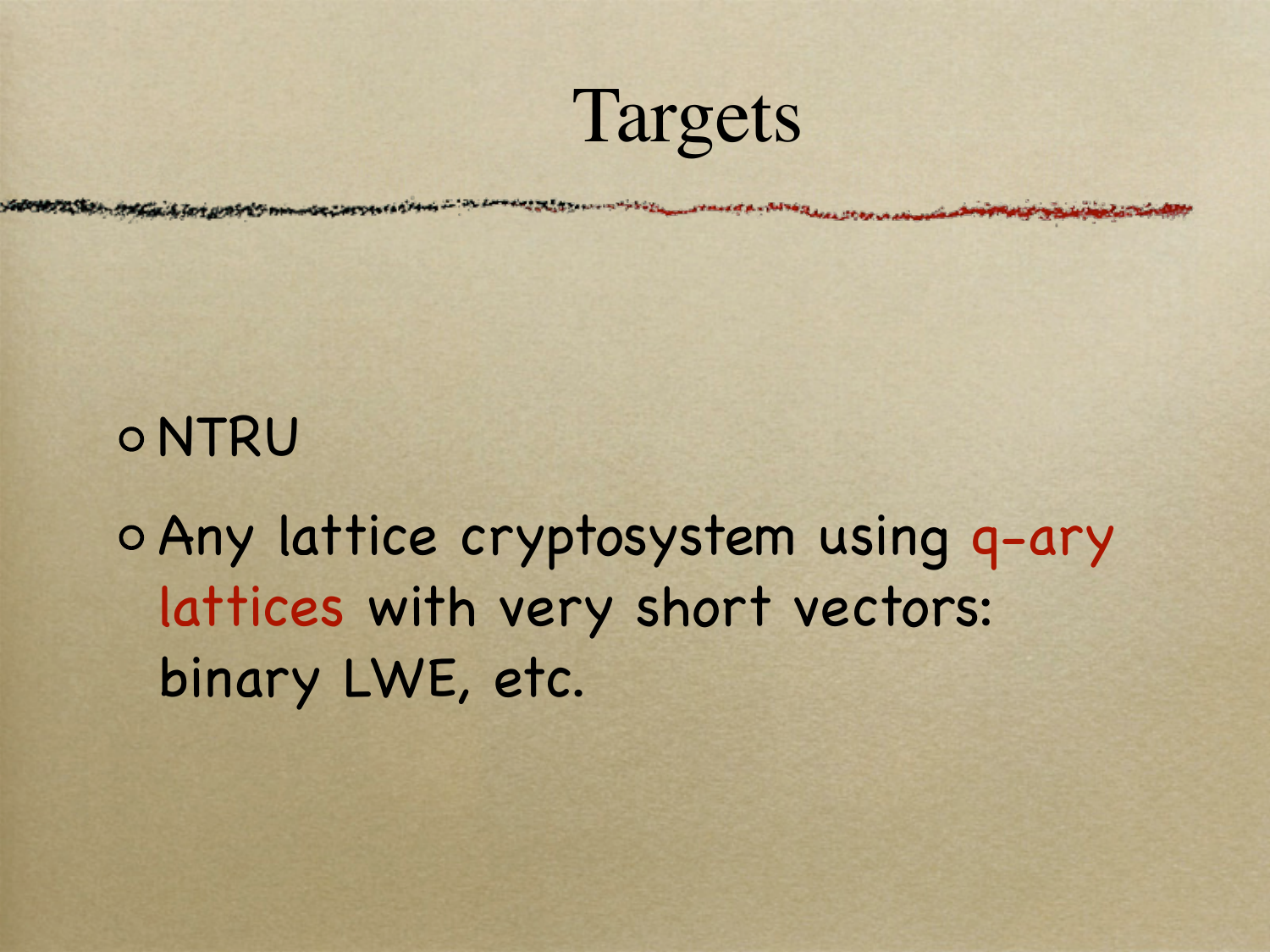# Targets

- NTRU
- Any lattice cryptosystem using q-ary lattices with very short vectors: binary LWE, etc.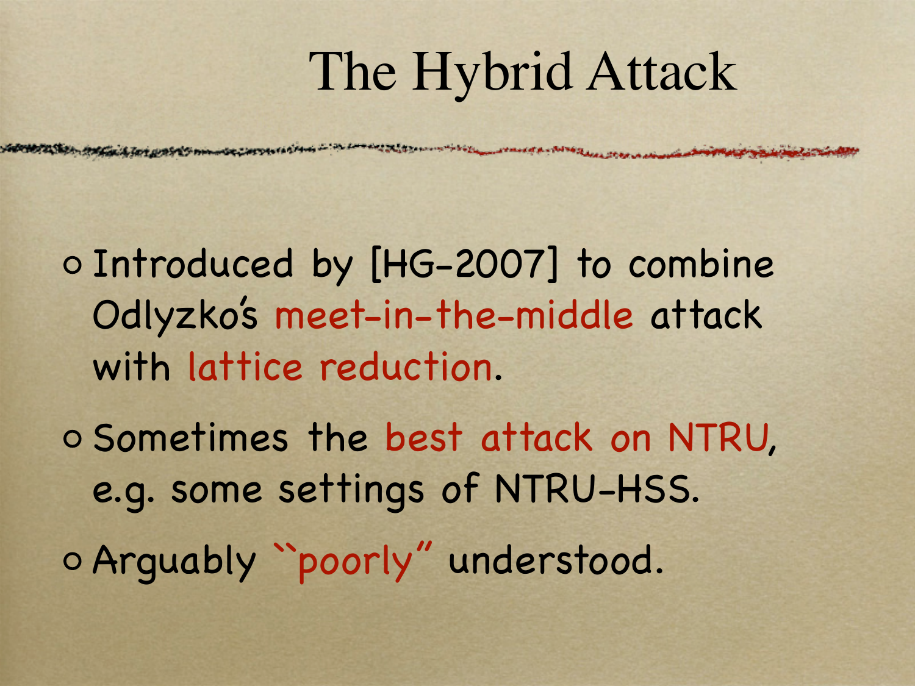# The Hybrid Attack

- Introduced by [HG-2007] to combine Odlyzko's meet-in-the-middle attack with lattice reduction.
- Sometimes the best attack on NTRU, e.g. some settings of NTRU-HSS.
- Arguably ``poorly'' understood.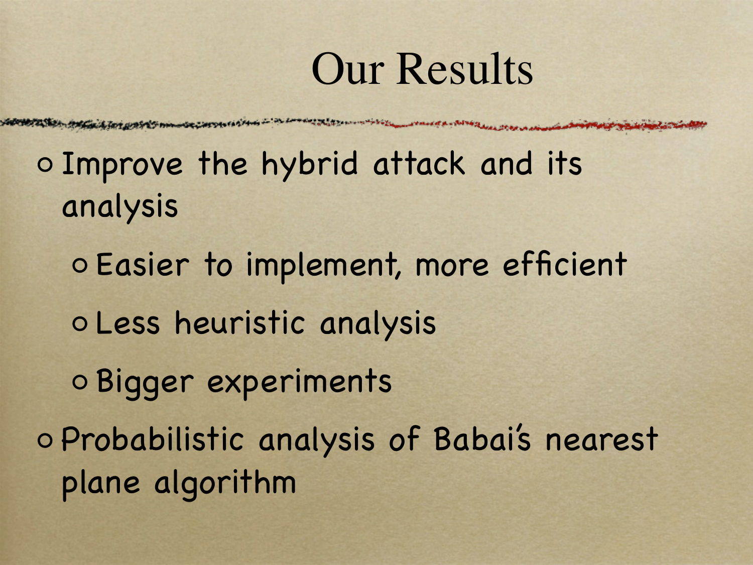# Our Results

- Improve the hybrid attack and its analysis
  - Easier to implement, more efficient
  - Less heuristic analysis
  - Bigger experiments
- Probabilistic analysis of Babai's nearest plane algorithm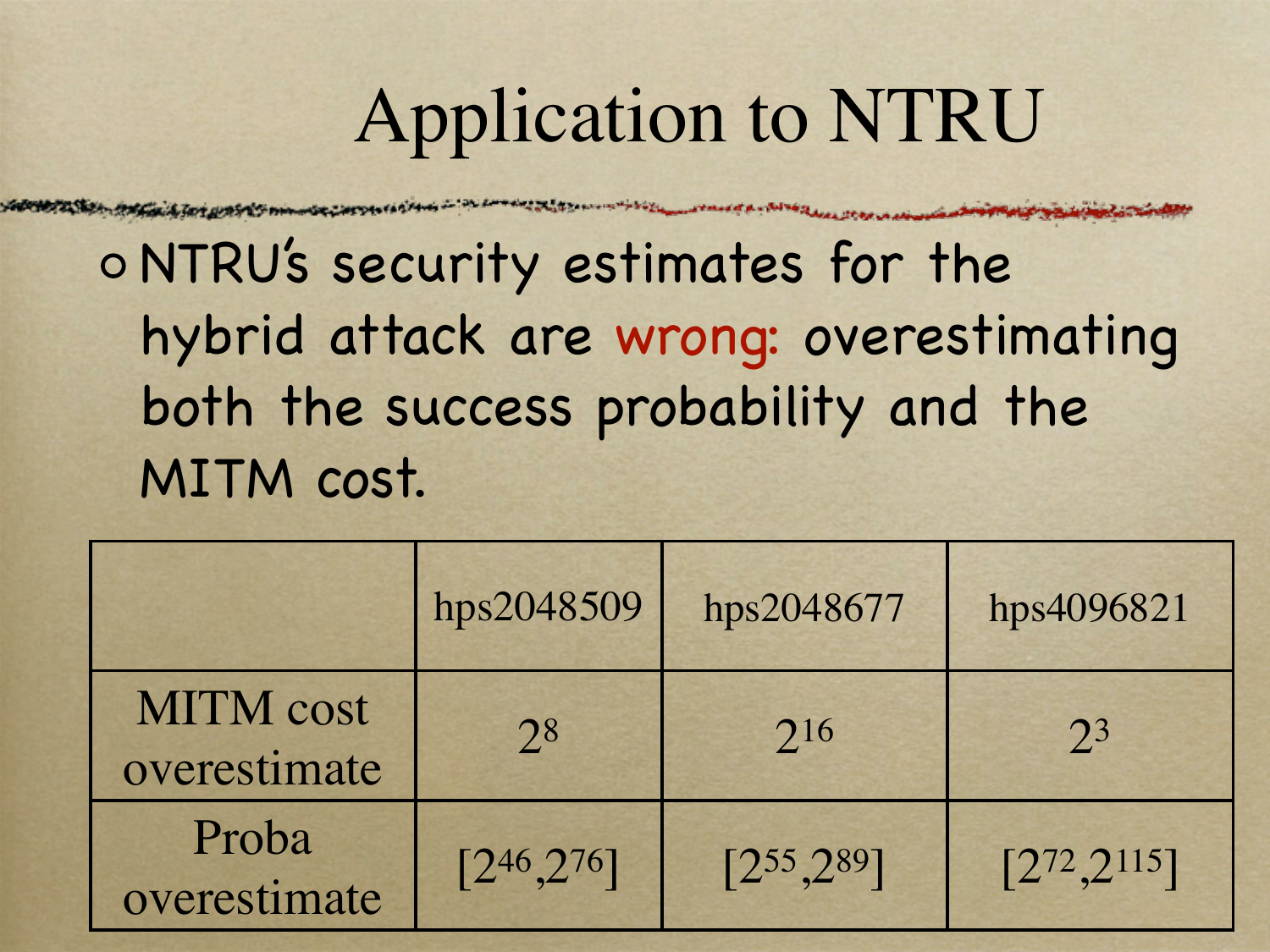# Application to NTRU

- NTRU's security estimates for the hybrid attack are wrong: overestimating both the success probability and the MITM cost.

| | hps2048509 | hps2048677 | hps4096821 |
|---|---|---|---|
| MITM cost overestimate | $2^{8}$ | $2^{16}$ | $2^{3}$ |
| Proba overestimate | $[2^{46}, 2^{76}]$ | $[2^{55}, 2^{89}]$ | $[2^{72}, 2^{115}]$ |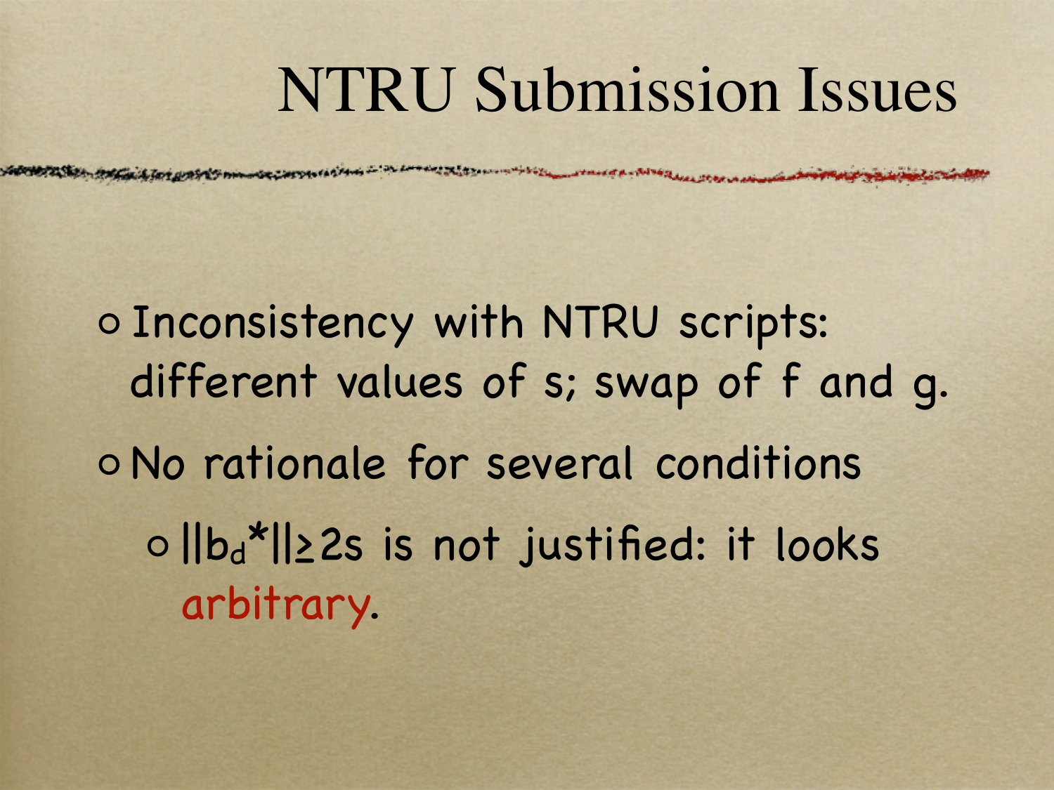# NTRU Submission Issues

- Inconsistency with NTRU scripts: different values of s; swap of f and g.
- No rationale for several conditions
  - $||b_d^*|| \geq 2s$ is not justified: it looks arbitrary.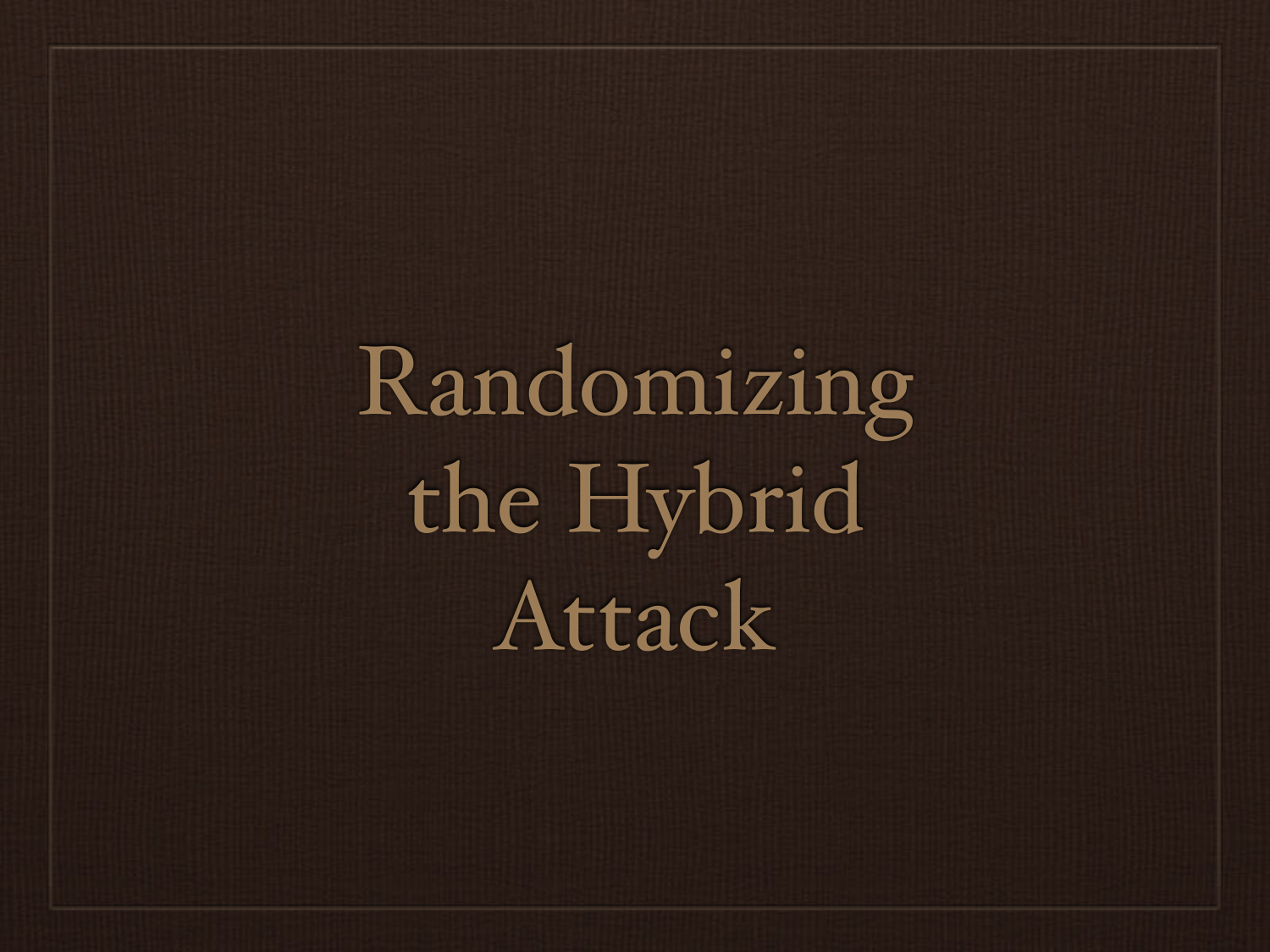# Randomizing the Hybrid Attack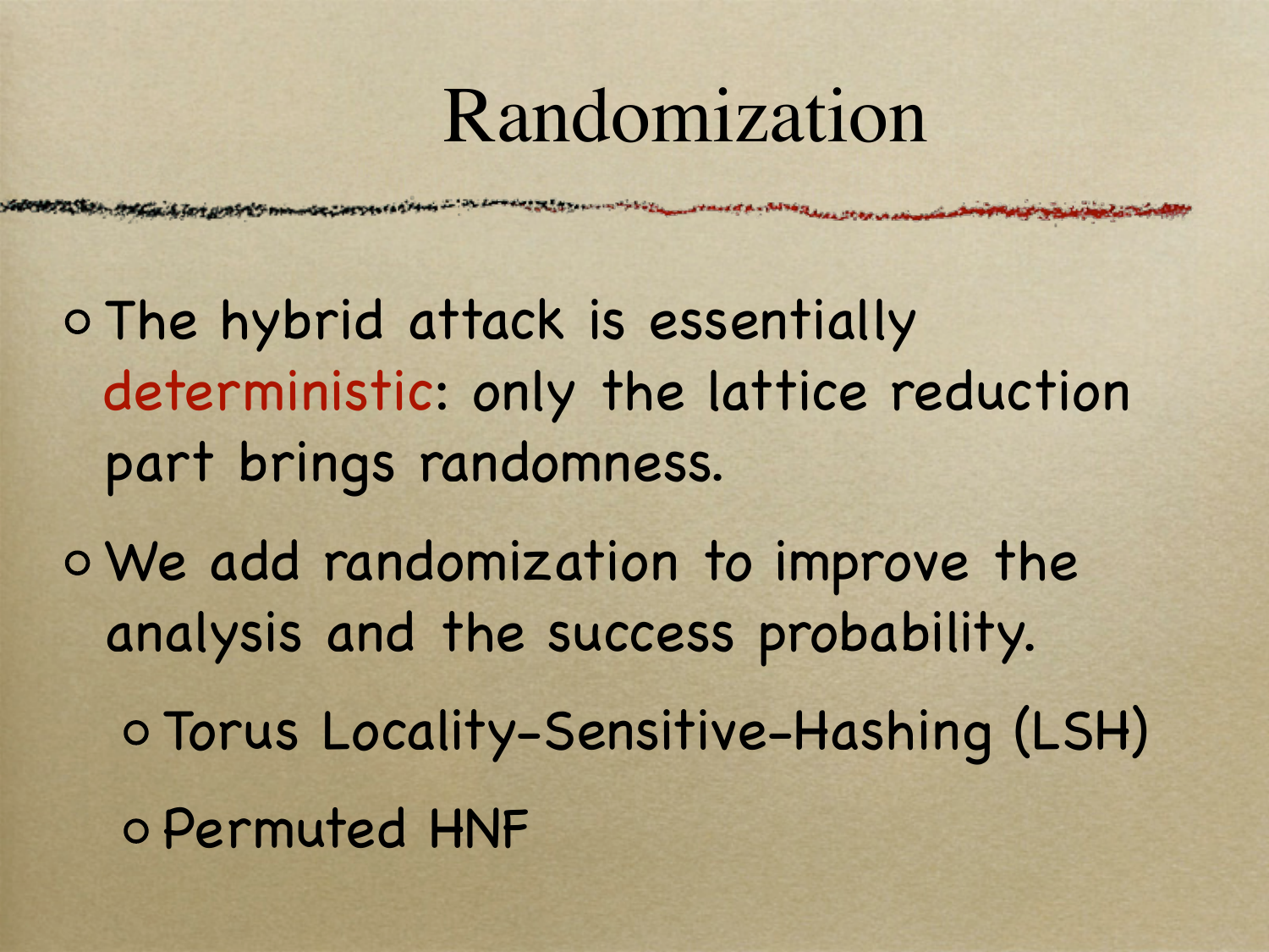# Randomization

- The hybrid attack is essentially deterministic: only the lattice reduction part brings randomness.
- We add randomization to improve the analysis and the success probability.
  - Torus Locality-Sensitive-Hashing (LSH)
  - Permuted HNF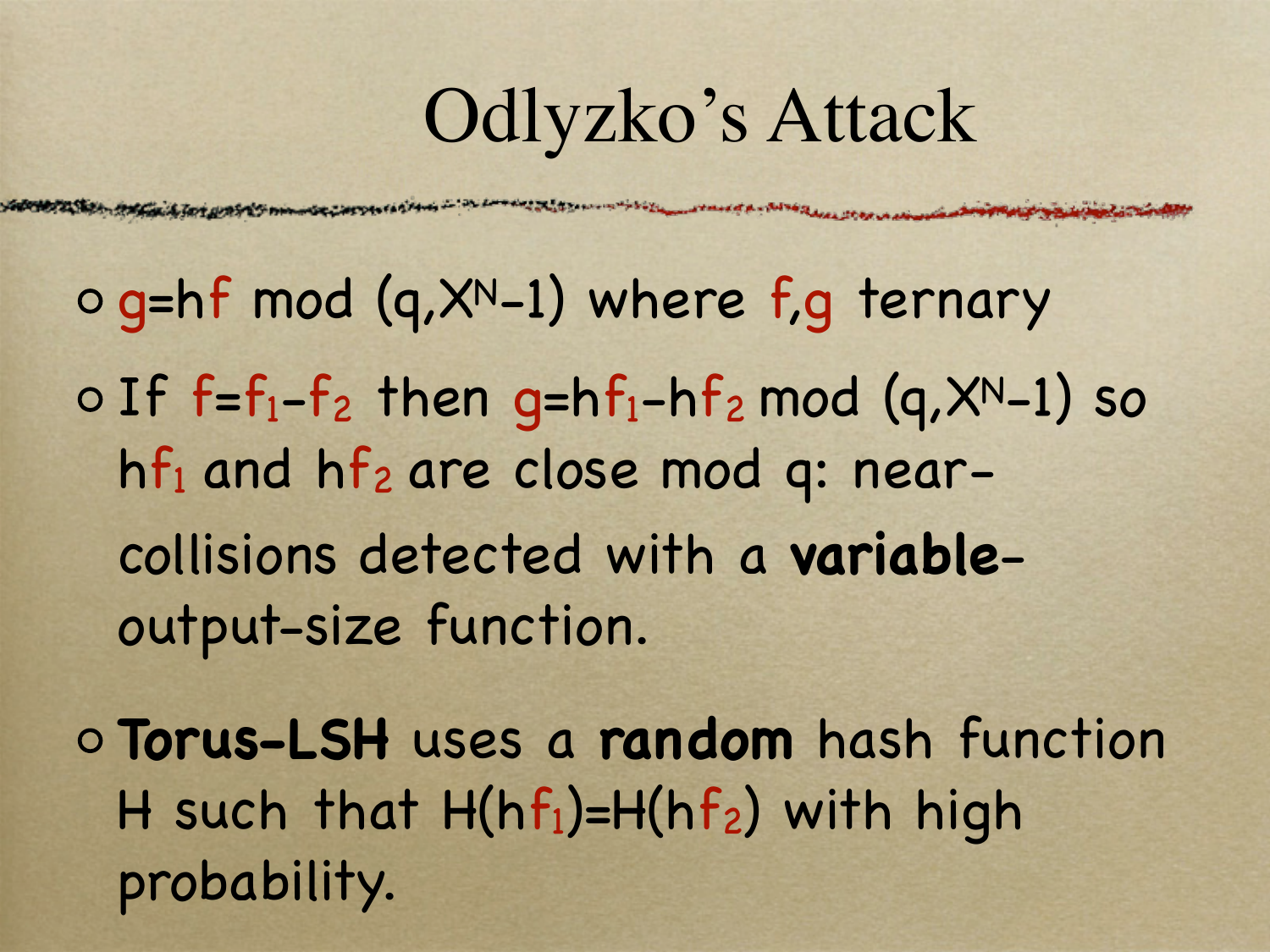# Odlyzko's Attack

- $g=hf \bmod (q,X^N-1)$ where $f,g$ ternary
- If $f=f_1-f_2$ then $g=hf_1-hf_2 \bmod (q,X^N-1)$ so $hf_1$ and $hf_2$ are close mod q: near-collisions detected with a **variable-output-size** function.
- **Torus-LSH** uses a **random** hash function H such that $H(hf_1)=H(hf_2)$ with high probability.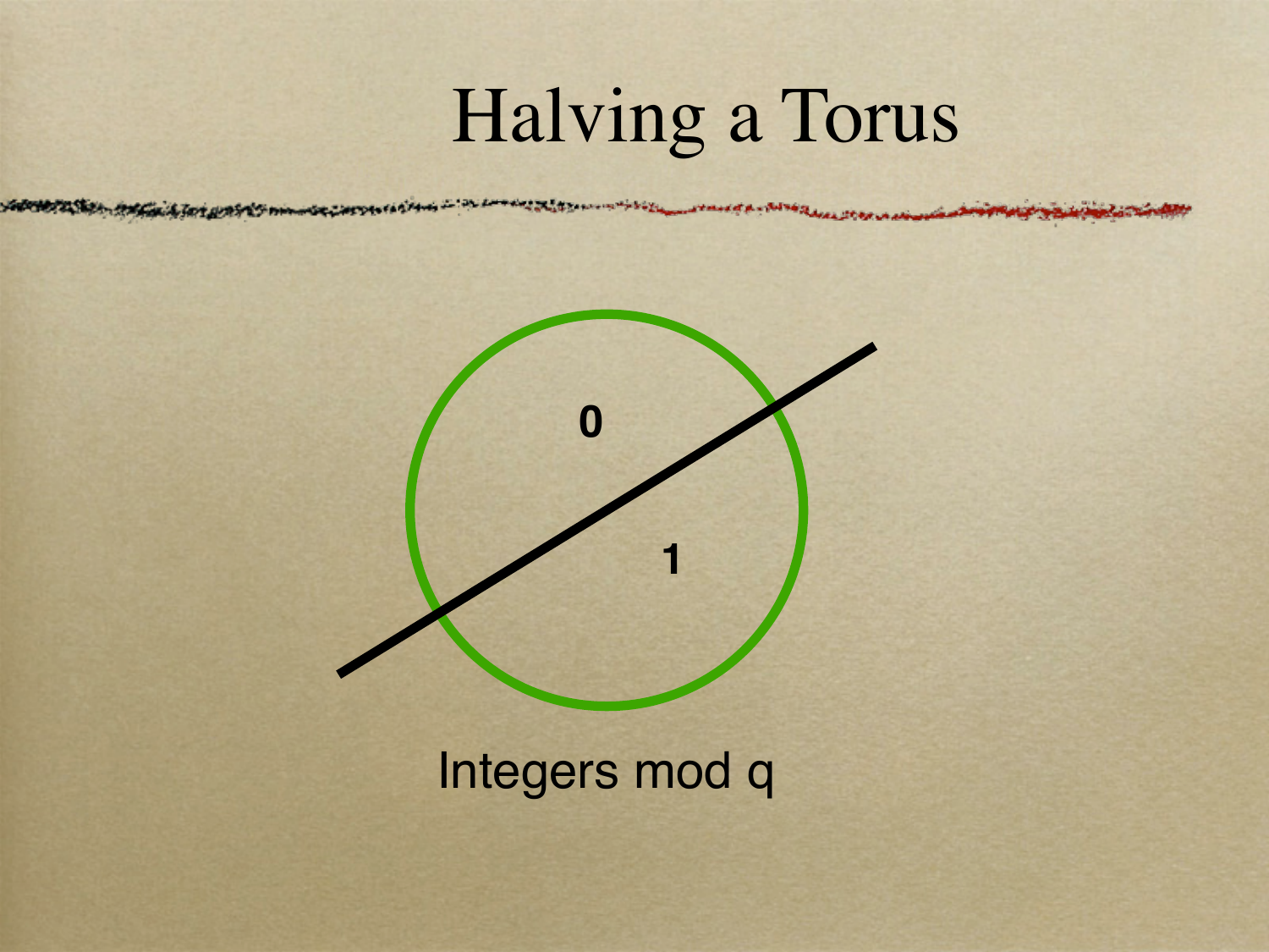# Halving a Torus

0

1

Integers mod q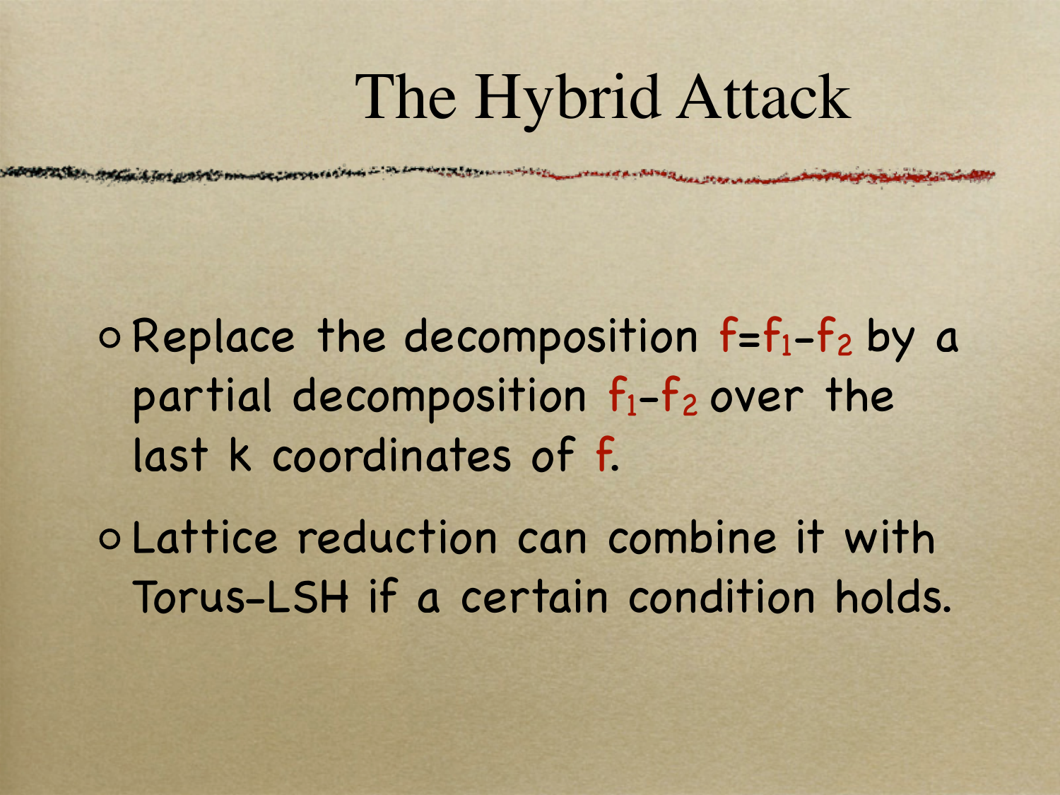# The Hybrid Attack

- Replace the decomposition $f=f_1-f_2$ by a partial decomposition $f_1-f_2$ over the last k coordinates of $f$.
- Lattice reduction can combine it with Torus-LSH if a certain condition holds.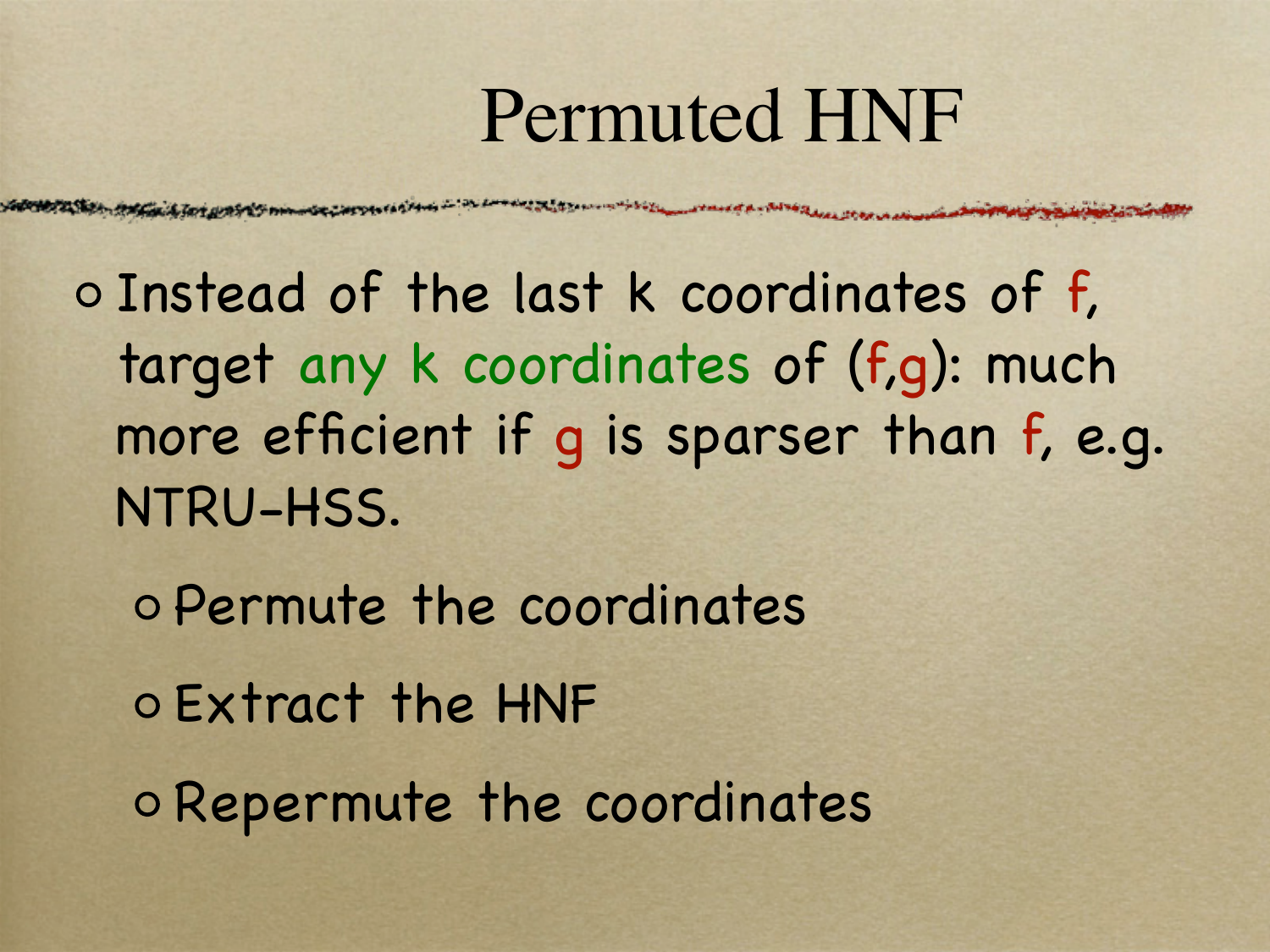# Permuted HNF

- Instead of the last k coordinates of f, target any k coordinates of (f,g): much more efficient if g is sparser than f, e.g. NTRU-HSS.
  - Permute the coordinates
  - Extract the HNF
  - Repermute the coordinates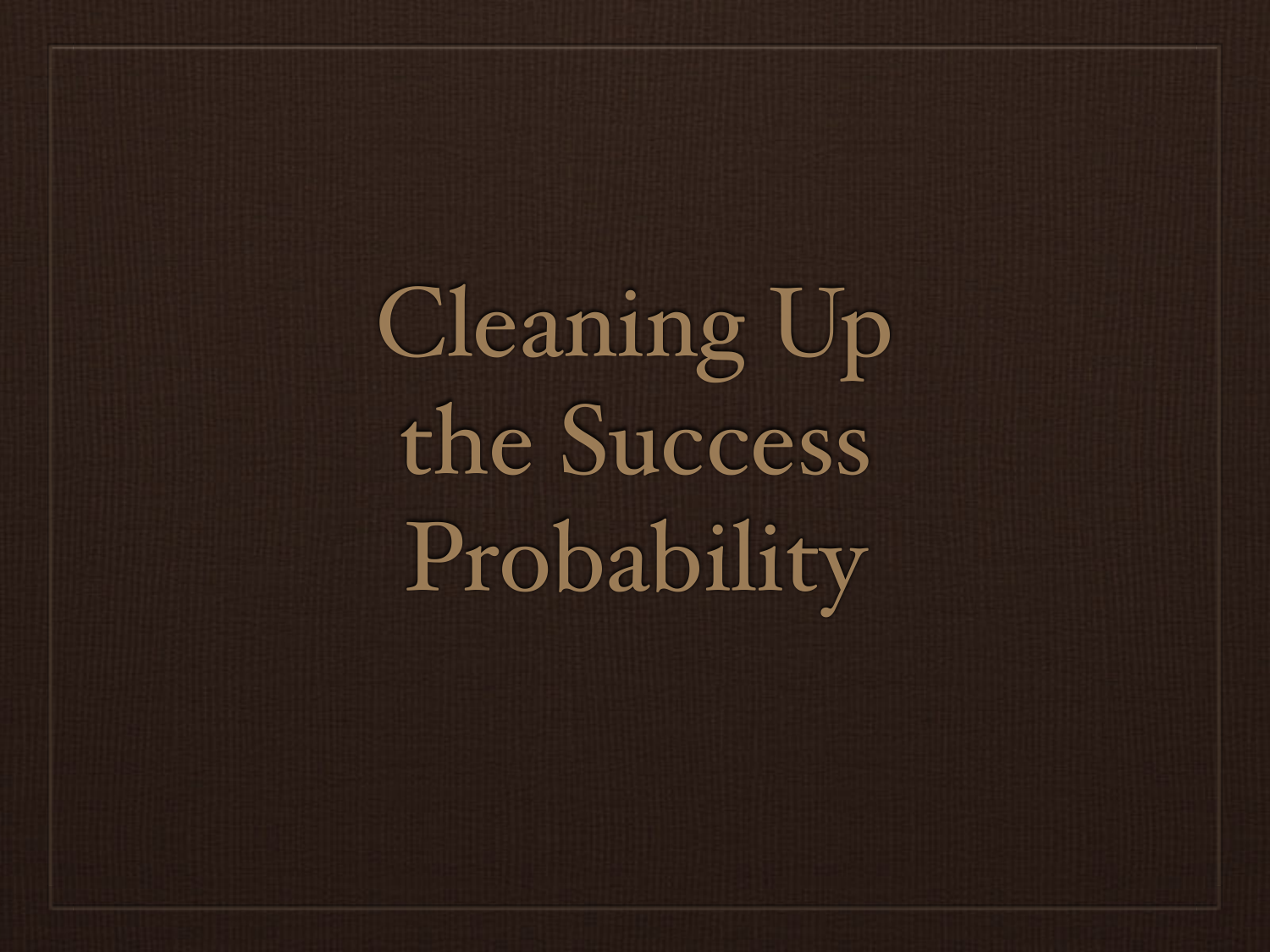# Cleaning Up the Success Probability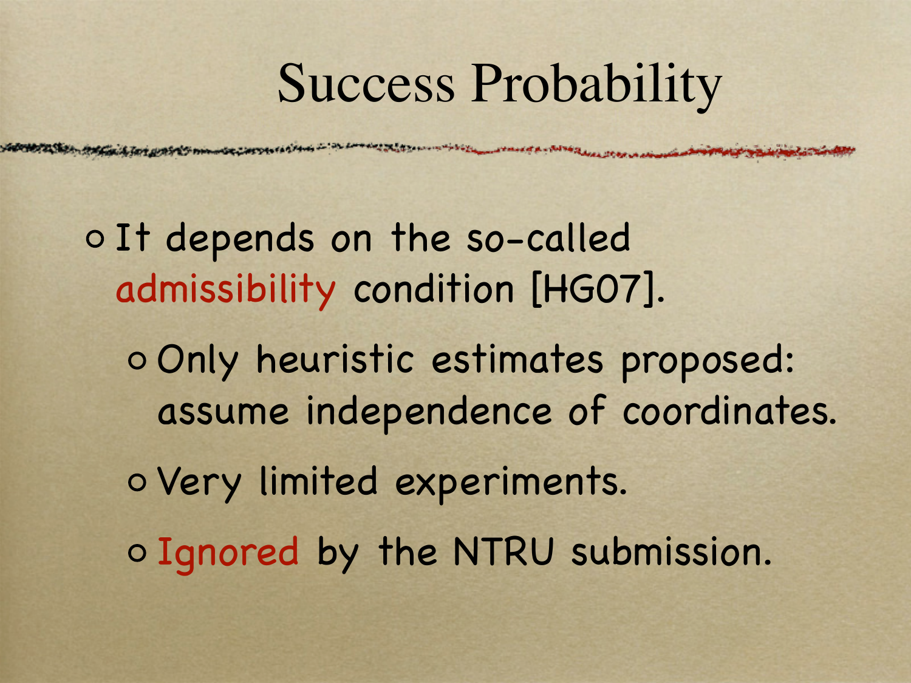# Success Probability

- It depends on the so-called admissibility condition [HG07].
  - Only heuristic estimates proposed: assume independence of coordinates.
  - Very limited experiments.
  - Ignored by the NTRU submission.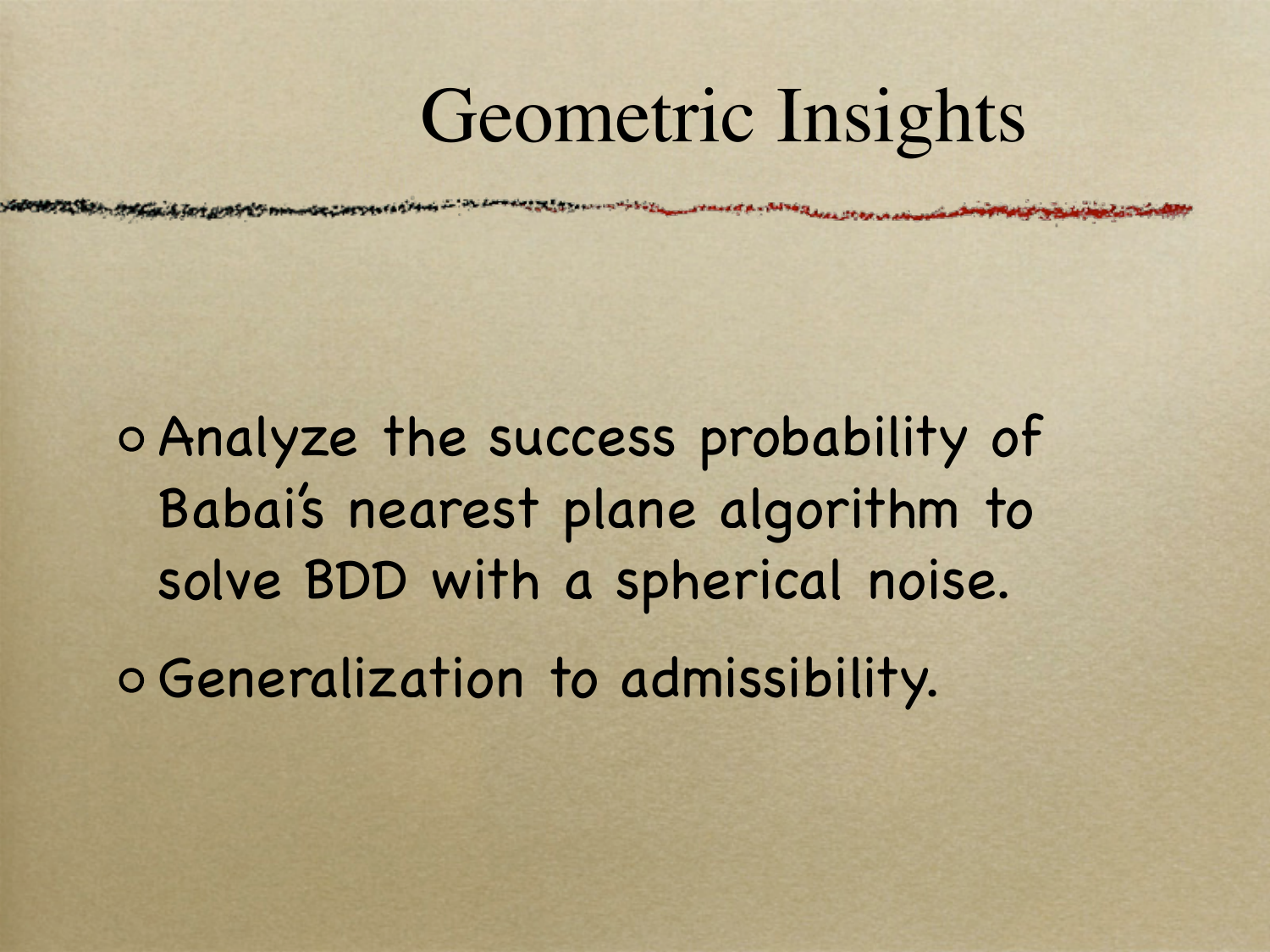# Geometric Insights

- Analyze the success probability of Babai's nearest plane algorithm to solve BDD with a spherical noise.
- Generalization to admissibility.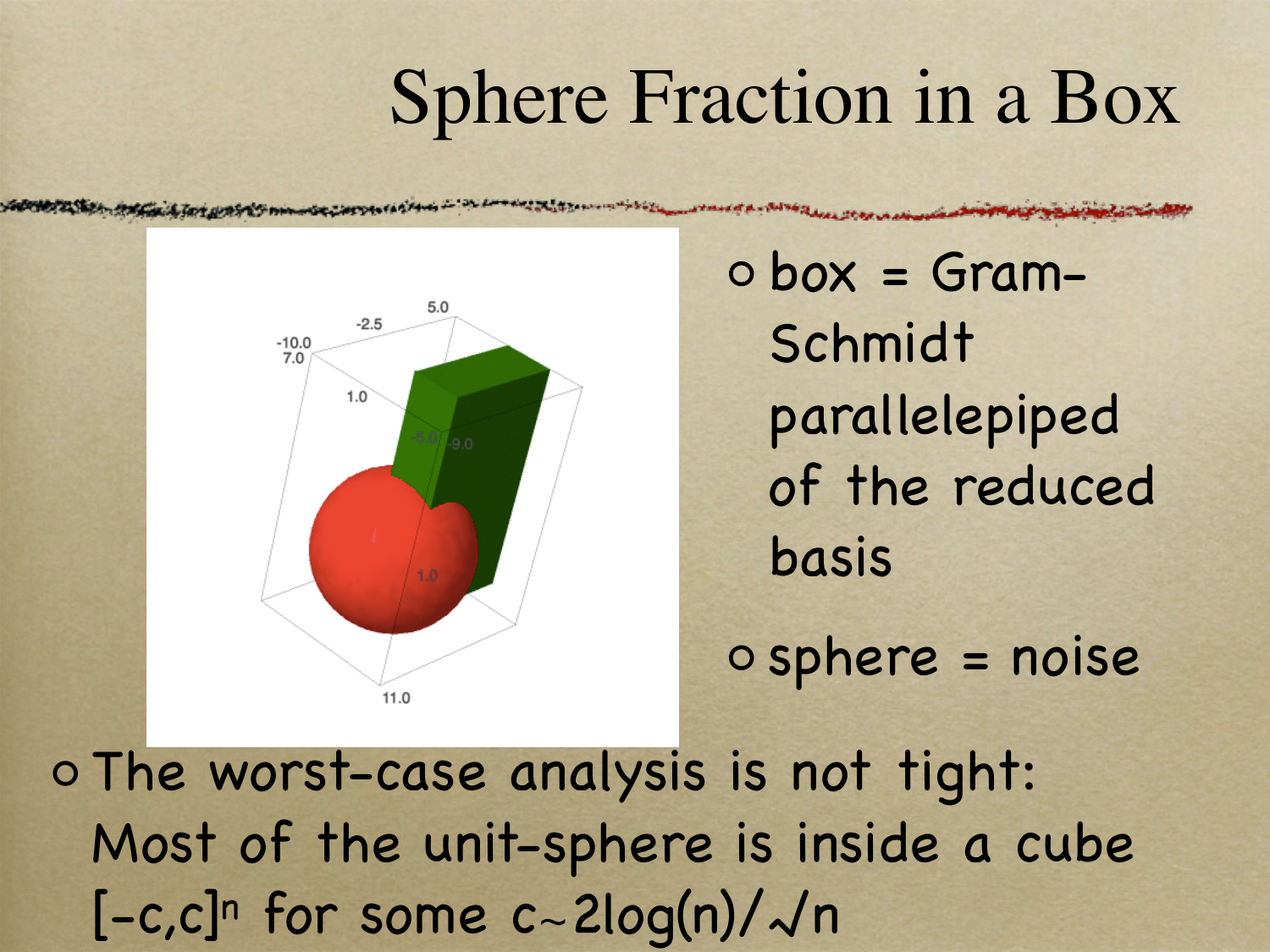# Sphere Fraction in a Box

-10.0
7.0
-2.5
5.0
1.0
-5.0
-9.0
1.0
11.0

- box = Gram-Schmidt parallelepiped of the reduced basis
- sphere = noise

- The worst-case analysis is not tight: Most of the unit-sphere is inside a cube $[-c,c]^n$ for some $c \sim 2\log(n)/\sqrt{n}$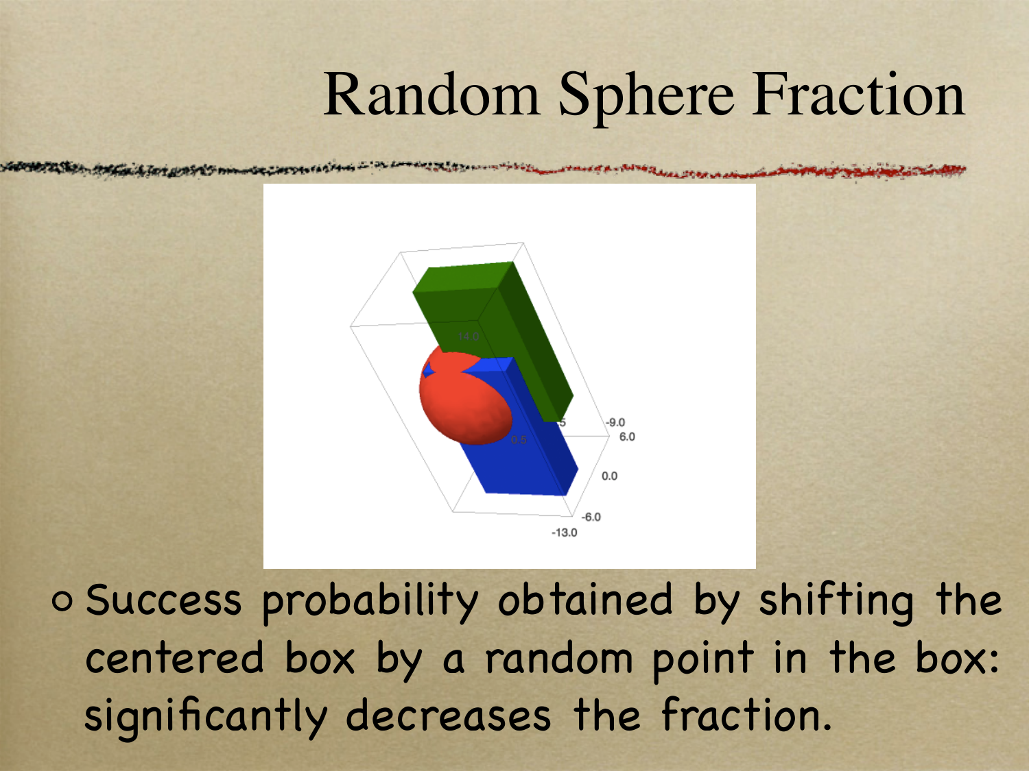# Random Sphere Fraction

14.0

0.5

-9.0

6.0

0.0

-6.0

-13.0

- Success probability obtained by shifting the centered box by a random point in the box: significantly decreases the fraction.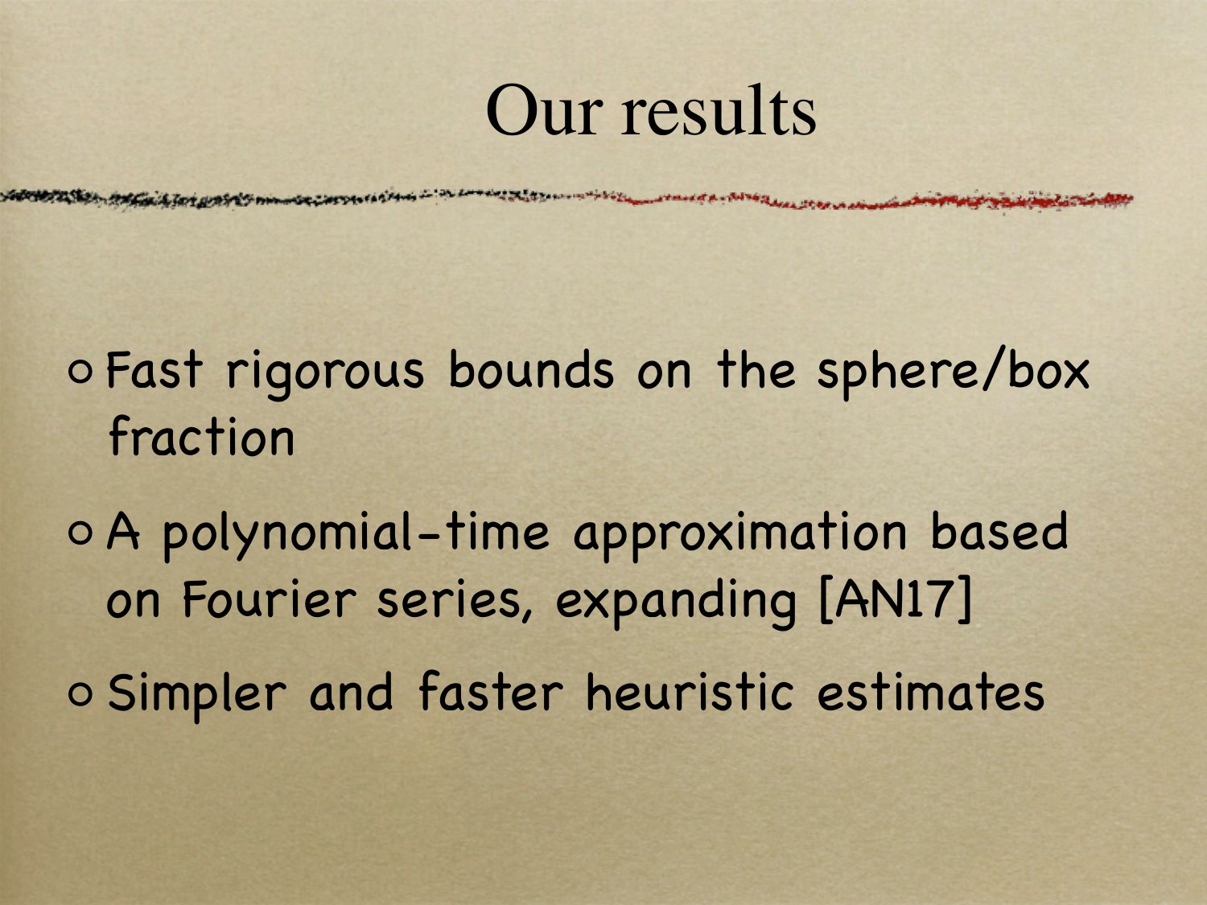# Our results

- Fast rigorous bounds on the sphere/box fraction
- A polynomial-time approximation based on Fourier series, expanding [AN17]
- Simpler and faster heuristic estimates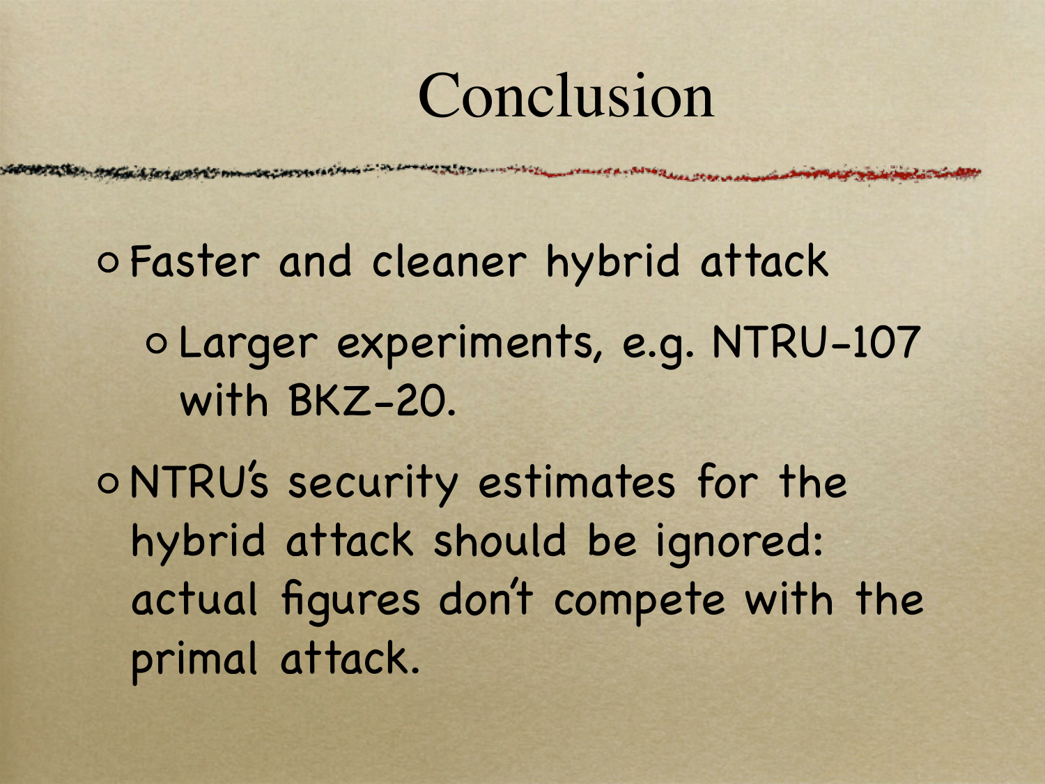# Conclusion

- Faster and cleaner hybrid attack
  - Larger experiments, e.g. NTRU-107 with BKZ-20.
- NTRU's security estimates for the hybrid attack should be ignored: actual figures don't compete with the primal attack.